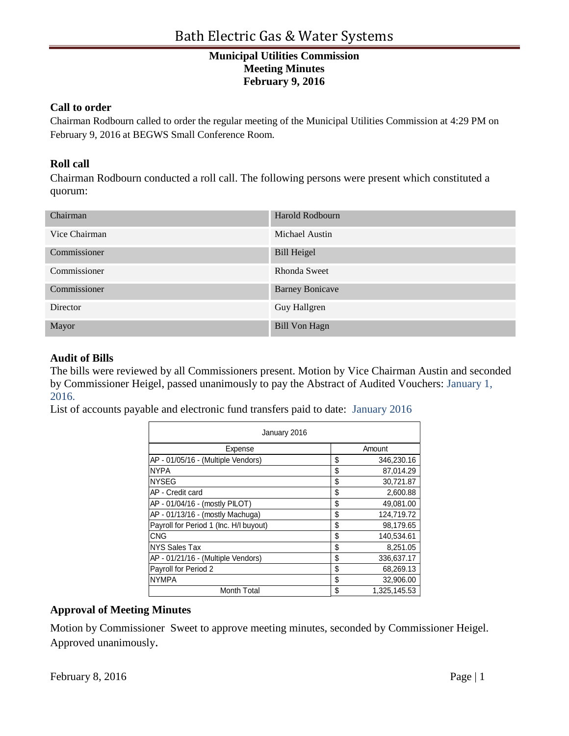# Bath Electric Gas & Water Systems

**Municipal Utilities Commission**
**Meeting Minutes**
**February 9, 2016**

## Call to order

Chairman Rodbourn called to order the regular meeting of the Municipal Utilities Commission at 4:29 PM on February 9, 2016 at BEGWS Small Conference Room.

## Roll call

Chairman Rodbourn conducted a roll call. The following persons were present which constituted a quorum:

| | |
|---|---|
| Chairman | Harold Rodbourn |
| Vice Chairman | Michael Austin |
| Commissioner | Bill Heigel |
| Commissioner | Rhonda Sweet |
| Commissioner | Barney Bonicave |
| Director | Guy Hallgren |
| Mayor | Bill Von Hagn |

## Audit of Bills

The bills were reviewed by all Commissioners present. Motion by Vice Chairman Austin and seconded by Commissioner Heigel, passed unanimously to pay the Abstract of Audited Vouchers: January 1, 2016.

List of accounts payable and electronic fund transfers paid to date: January 2016

| January 2016 | |
|---|---|
| Expense | Amount |
| AP - 01/05/16 - (Multiple Vendors) | $ 346,230.16 |
| NYPA | $ 87,014.29 |
| NYSEG | $ 30,721.87 |
| AP - Credit card | $ 2,600.88 |
| AP - 01/04/16 - (mostly PILOT) | $ 49,081.00 |
| AP - 01/13/16 - (mostly Machuga) | $ 124,719.72 |
| Payroll for Period 1 (Inc. H/I buyout) | $ 98,179.65 |
| CNG | $ 140,534.61 |
| NYS Sales Tax | $ 8,251.05 |
| AP - 01/21/16 - (Multiple Vendors) | $ 336,637.17 |
| Payroll for Period 2 | $ 68,269.13 |
| NYMPA | $ 32,906.00 |
| Month Total | $ 1,325,145.53 |

## Approval of Meeting Minutes

Motion by Commissioner Sweet to approve meeting minutes, seconded by Commissioner Heigel. Approved unanimously.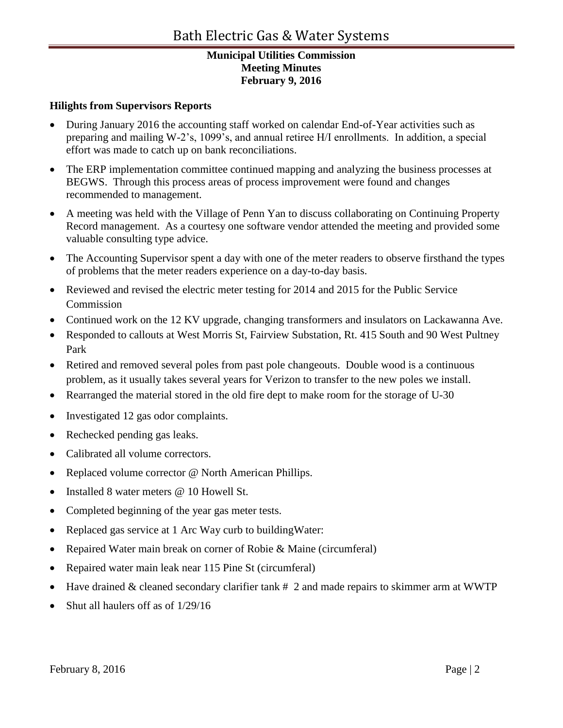## Bath Electric Gas & Water Systems

**Municipal Utilities Commission**
**Meeting Minutes**
**February 9, 2016**

### Hilights from Supervisors Reports

- During January 2016 the accounting staff worked on calendar End-of-Year activities such as preparing and mailing W-2's, 1099's, and annual retiree H/I enrollments. In addition, a special effort was made to catch up on bank reconciliations.
- The ERP implementation committee continued mapping and analyzing the business processes at BEGWS. Through this process areas of process improvement were found and changes recommended to management.
- A meeting was held with the Village of Penn Yan to discuss collaborating on Continuing Property Record management. As a courtesy one software vendor attended the meeting and provided some valuable consulting type advice.
- The Accounting Supervisor spent a day with one of the meter readers to observe firsthand the types of problems that the meter readers experience on a day-to-day basis.
- Reviewed and revised the electric meter testing for 2014 and 2015 for the Public Service Commission
- Continued work on the 12 KV upgrade, changing transformers and insulators on Lackawanna Ave.
- Responded to callouts at West Morris St, Fairview Substation, Rt. 415 South and 90 West Pultney Park
- Retired and removed several poles from past pole changeouts. Double wood is a continuous problem, as it usually takes several years for Verizon to transfer to the new poles we install.
- Rearranged the material stored in the old fire dept to make room for the storage of U-30
- Investigated 12 gas odor complaints.
- Rechecked pending gas leaks.
- Calibrated all volume correctors.
- Replaced volume corrector @ North American Phillips.
- Installed 8 water meters @ 10 Howell St.
- Completed beginning of the year gas meter tests.
- Replaced gas service at 1 Arc Way curb to buildingWater:
- Repaired Water main break on corner of Robie & Maine (circumferal)
- Repaired water main leak near 115 Pine St (circumferal)
- Have drained & cleaned secondary clarifier tank # 2 and made repairs to skimmer arm at WWTP
- Shut all haulers off as of 1/29/16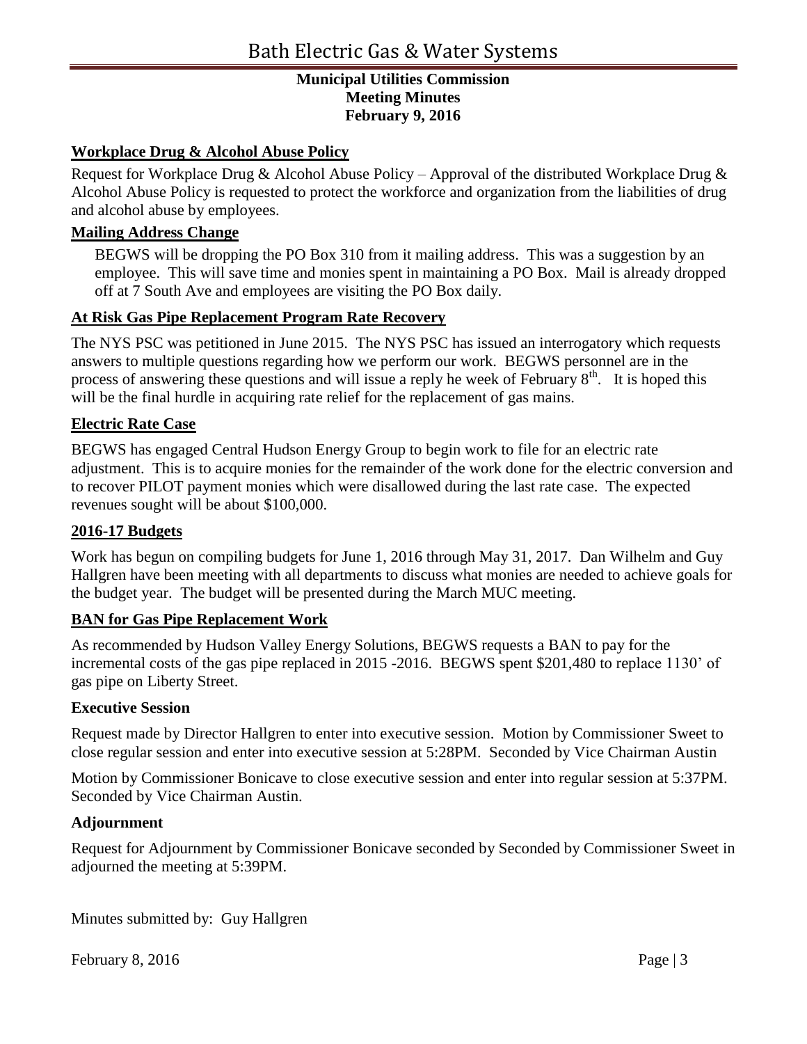# Bath Electric Gas & Water Systems

**Municipal Utilities Commission**
**Meeting Minutes**
**February 9, 2016**

## Workplace Drug & Alcohol Abuse Policy

Request for Workplace Drug & Alcohol Abuse Policy – Approval of the distributed Workplace Drug & Alcohol Abuse Policy is requested to protect the workforce and organization from the liabilities of drug and alcohol abuse by employees.

## Mailing Address Change

BEGWS will be dropping the PO Box 310 from it mailing address. This was a suggestion by an employee. This will save time and monies spent in maintaining a PO Box. Mail is already dropped off at 7 South Ave and employees are visiting the PO Box daily.

## At Risk Gas Pipe Replacement Program Rate Recovery

The NYS PSC was petitioned in June 2015. The NYS PSC has issued an interrogatory which requests answers to multiple questions regarding how we perform our work. BEGWS personnel are in the process of answering these questions and will issue a reply he week of February 8th. It is hoped this will be the final hurdle in acquiring rate relief for the replacement of gas mains.

## Electric Rate Case

BEGWS has engaged Central Hudson Energy Group to begin work to file for an electric rate adjustment. This is to acquire monies for the remainder of the work done for the electric conversion and to recover PILOT payment monies which were disallowed during the last rate case. The expected revenues sought will be about $100,000.

## 2016-17 Budgets

Work has begun on compiling budgets for June 1, 2016 through May 31, 2017. Dan Wilhelm and Guy Hallgren have been meeting with all departments to discuss what monies are needed to achieve goals for the budget year. The budget will be presented during the March MUC meeting.

## BAN for Gas Pipe Replacement Work

As recommended by Hudson Valley Energy Solutions, BEGWS requests a BAN to pay for the incremental costs of the gas pipe replaced in 2015 -2016. BEGWS spent $201,480 to replace 1130' of gas pipe on Liberty Street.

### Executive Session

Request made by Director Hallgren to enter into executive session. Motion by Commissioner Sweet to close regular session and enter into executive session at 5:28PM. Seconded by Vice Chairman Austin

Motion by Commissioner Bonicave to close executive session and enter into regular session at 5:37PM. Seconded by Vice Chairman Austin.

### Adjournment

Request for Adjournment by Commissioner Bonicave seconded by Seconded by Commissioner Sweet in adjourned the meeting at 5:39PM.

Minutes submitted by: Guy Hallgren